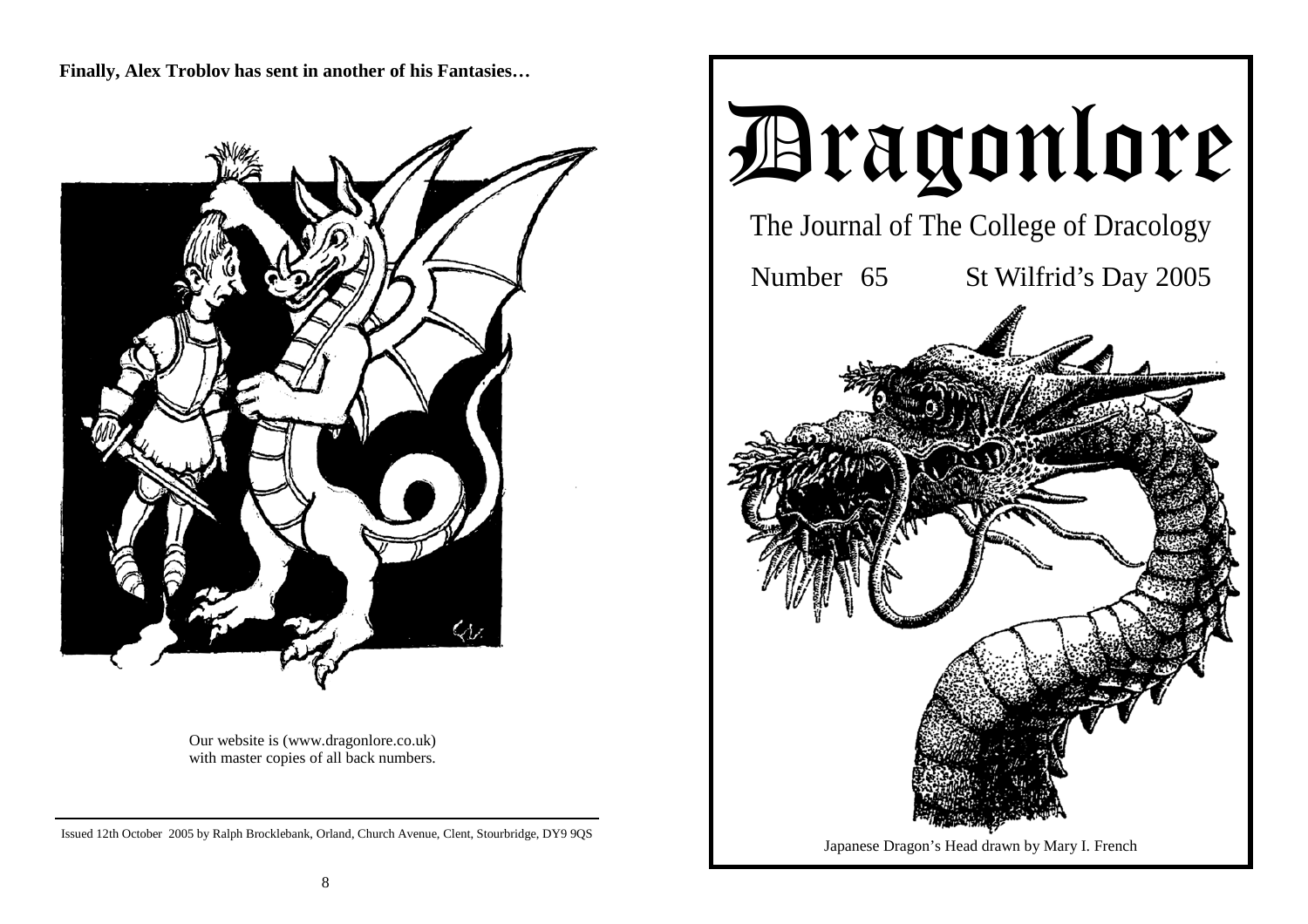**Finally, Alex Troblov has sent in another of his Fantasies…**

Our website is (www.dragonlore.co.uk) with master copies of all back numbers.

Issued 12th October 2005 by Ralph Brocklebank, Orland, Church Avenue, Clent, Stourbridge, DY9 9QS

# Dragonlore

## The Journal of The College of Dracology

Number 65 St Wilfrid's Day 2005

Japanese Dragon's Head drawn by Mary I. French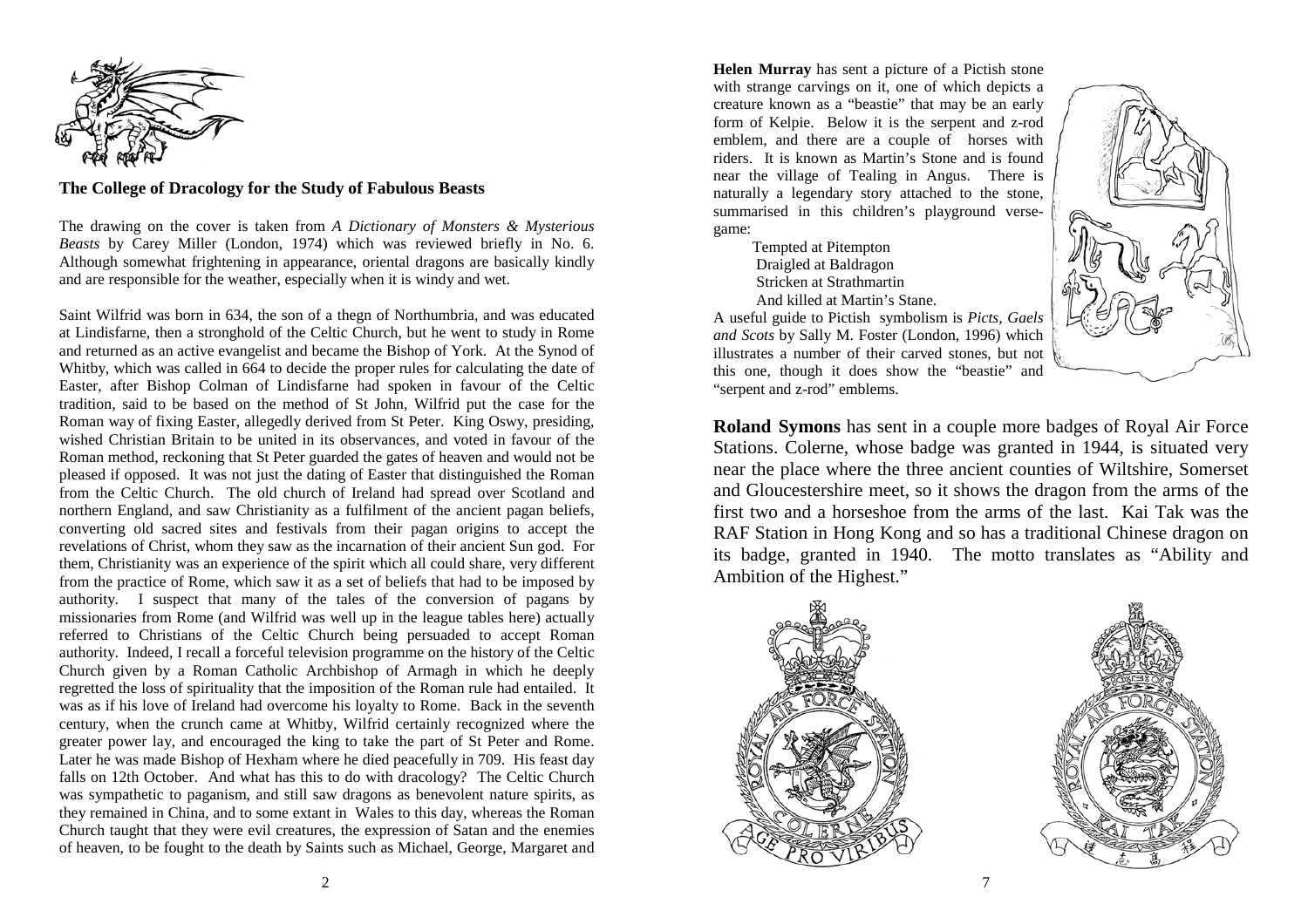## The College of Dracology for the Study of Fabulous Beasts

The drawing on the cover is taken from *A Dictionary of Monsters & Mysterious Beasts* by Carey Miller (London, 1974) which was reviewed briefly in No. 6. Although somewhat frightening in appearance, oriental dragons are basically kindly and are responsible for the weather, especially when it is windy and wet.

Saint Wilfrid was born in 634, the son of a thegn of Northumbria, and was educated at Lindisfarne, then a stronghold of the Celtic Church, but he went to study in Rome and returned as an active evangelist and became the Bishop of York. At the Synod of Whitby, which was called in 664 to decide the proper rules for calculating the date of Easter, after Bishop Colman of Lindisfarne had spoken in favour of the Celtic tradition, said to be based on the method of St John, Wilfrid put the case for the Roman way of fixing Easter, allegedly derived from St Peter. King Oswy, presiding, wished Christian Britain to be united in its observances, and voted in favour of the Roman method, reckoning that St Peter guarded the gates of heaven and would not be pleased if opposed. It was not just the dating of Easter that distinguished the Roman from the Celtic Church. The old church of Ireland had spread over Scotland and northern England, and saw Christianity as a fulfilment of the ancient pagan beliefs, converting old sacred sites and festivals from their pagan origins to accept the revelations of Christ, whom they saw as the incarnation of their ancient Sun god. For them, Christianity was an experience of the spirit which all could share, very different from the practice of Rome, which saw it as a set of beliefs that had to be imposed by authority. I suspect that many of the tales of the conversion of pagans by missionaries from Rome (and Wilfrid was well up in the league tables here) actually referred to Christians of the Celtic Church being persuaded to accept Roman authority. Indeed, I recall a forceful television programme on the history of the Celtic Church given by a Roman Catholic Archbishop of Armagh in which he deeply regretted the loss of spirituality that the imposition of the Roman rule had entailed. It was as if his love of Ireland had overcome his loyalty to Rome. Back in the seventh century, when the crunch came at Whitby, Wilfrid certainly recognized where the greater power lay, and encouraged the king to take the part of St Peter and Rome. Later he was made Bishop of Hexham where he died peacefully in 709. His feast day falls on 12th October. And what has this to do with dracology? The Celtic Church was sympathetic to paganism, and still saw dragons as benevolent nature spirits, as they remained in China, and to some extant in Wales to this day, whereas the Roman Church taught that they were evil creatures, the expression of Satan and the enemies of heaven, to be fought to the death by Saints such as Michael, George, Margaret and

**Helen Murray** has sent a picture of a Pictish stone with strange carvings on it, one of which depicts a creature known as a "beastie" that may be an early form of Kelpie. Below it is the serpent and z-rod emblem, and there are a couple of horses with riders. It is known as Martin's Stone and is found near the village of Tealing in Angus. There is naturally a legendary story attached to the stone, summarised in this children's playground verse-game:

Tempted at Pitempton  
Draigled at Baldragon  
Stricken at Strathmartin  
And killed at Martin's Stane.

A useful guide to Pictish symbolism is *Picts, Gaels and Scots* by Sally M. Foster (London, 1996) which illustrates a number of their carved stones, but not this one, though it does show the "beastie" and "serpent and z-rod" emblems.

**Roland Symons** has sent in a couple more badges of Royal Air Force Stations. Colerne, whose badge was granted in 1944, is situated very near the place where the three ancient counties of Wiltshire, Somerset and Gloucestershire meet, so it shows the dragon from the arms of the first two and a horseshoe from the arms of the last. Kai Tak was the RAF Station in Hong Kong and so has a traditional Chinese dragon on its badge, granted in 1940. The motto translates as "Ability and Ambition of the Highest."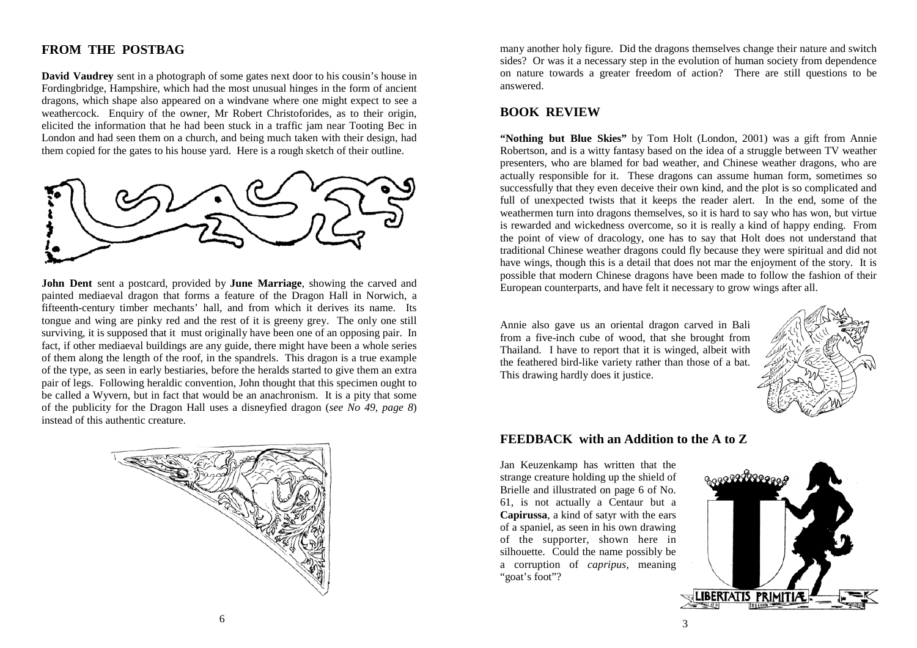## FROM THE POSTBAG

**David Vaudrey** sent in a photograph of some gates next door to his cousin's house in Fordingbridge, Hampshire, which had the most unusual hinges in the form of ancient dragons, which shape also appeared on a windvane where one might expect to see a weathercock. Enquiry of the owner, Mr Robert Christoforides, as to their origin, elicited the information that he had been stuck in a traffic jam near Tooting Bec in London and had seen them on a church, and being much taken with their design, had them copied for the gates to his house yard. Here is a rough sketch of their outline.

**John Dent** sent a postcard, provided by **June Marriage**, showing the carved and painted mediaeval dragon that forms a feature of the Dragon Hall in Norwich, a fifteenth-century timber mechants' hall, and from which it derives its name. Its tongue and wing are pinky red and the rest of it is greeny grey. The only one still surviving, it is supposed that it must originally have been one of an opposing pair. In fact, if other mediaeval buildings are any guide, there might have been a whole series of them along the length of the roof, in the spandrels. This dragon is a true example of the type, as seen in early bestiaries, before the heralds started to give them an extra pair of legs. Following heraldic convention, John thought that this specimen ought to be called a Wyvern, but in fact that would be an anachronism. It is a pity that some of the publicity for the Dragon Hall uses a disneyfied dragon (*see No 49, page 8*) instead of this authentic creature.

many another holy figure. Did the dragons themselves change their nature and switch sides? Or was it a necessary step in the evolution of human society from dependence on nature towards a greater freedom of action? There are still questions to be answered.

## BOOK REVIEW

**"Nothing but Blue Skies"** by Tom Holt (London, 2001) was a gift from Annie Robertson, and is a witty fantasy based on the idea of a struggle between TV weather presenters, who are blamed for bad weather, and Chinese weather dragons, who are actually responsible for it. These dragons can assume human form, sometimes so successfully that they even deceive their own kind, and the plot is so complicated and full of unexpected twists that it keeps the reader alert. In the end, some of the weathermen turn into dragons themselves, so it is hard to say who has won, but virtue is rewarded and wickedness overcome, so it is really a kind of happy ending. From the point of view of dracology, one has to say that Holt does not understand that traditional Chinese weather dragons could fly because they were spiritual and did not have wings, though this is a detail that does not mar the enjoyment of the story. It is possible that modern Chinese dragons have been made to follow the fashion of their European counterparts, and have felt it necessary to grow wings after all.

Annie also gave us an oriental dragon carved in Bali from a five-inch cube of wood, that she brought from Thailand. I have to report that it is winged, albeit with the feathered bird-like variety rather than those of a bat. This drawing hardly does it justice.

## FEEDBACK with an Addition to the A to Z

Jan Keuzenkamp has written that the strange creature holding up the shield of Brielle and illustrated on page 6 of No. 61, is not actually a Centaur but a **Capirussa**, a kind of satyr with the ears of a spaniel, as seen in his own drawing of the supporter, shown here in silhouette. Could the name possibly be a corruption of *capripus*, meaning "goat's foot"?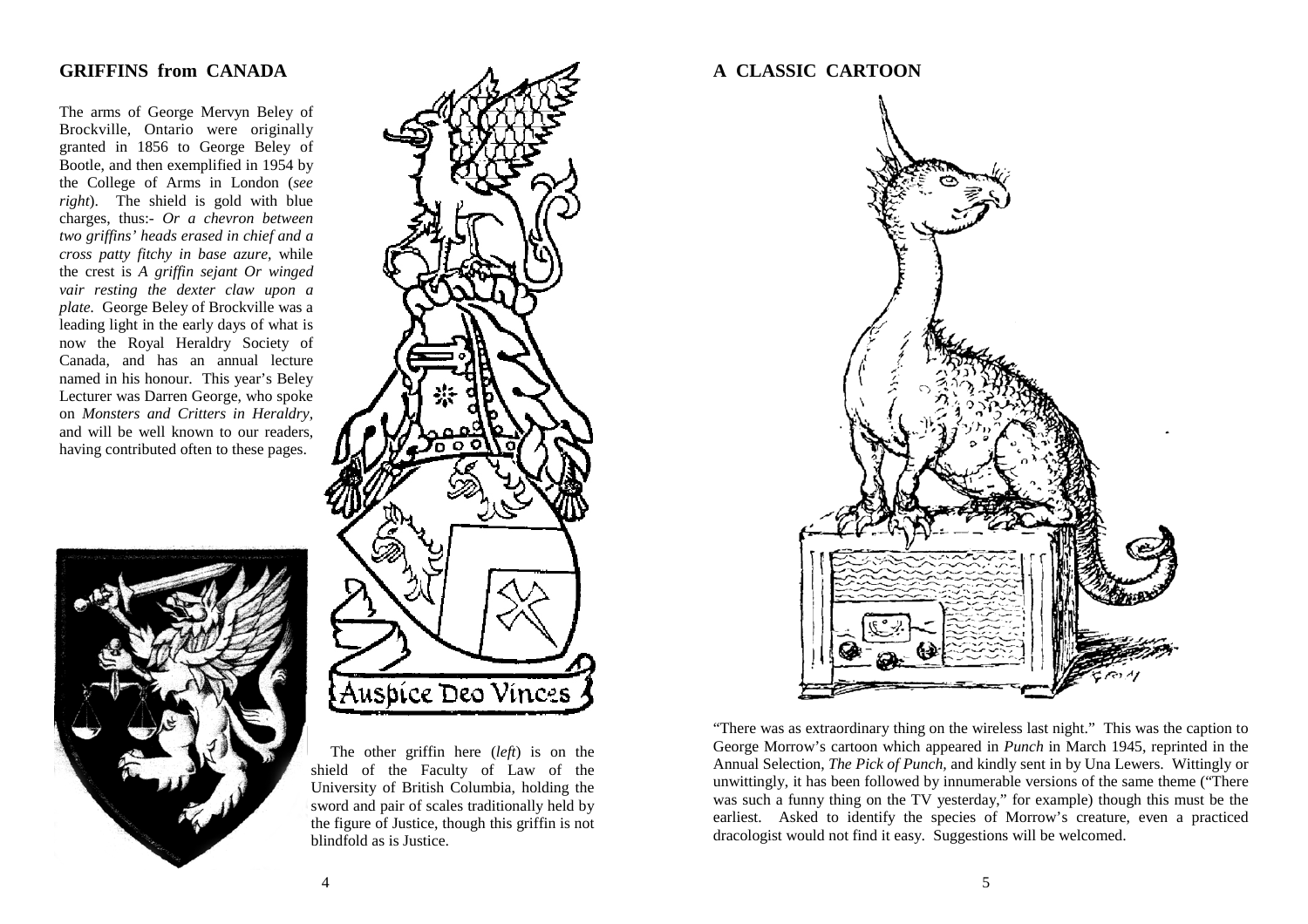## GRIFFINS from CANADA

The arms of George Mervyn Beley of Brockville, Ontario were originally granted in 1856 to George Beley of Bootle, and then exemplified in 1954 by the College of Arms in London (*see right*). The shield is gold with blue charges, thus:- *Or a chevron between two griffins' heads erased in chief and a cross patty fitchy in base azure*, while the crest is *A griffin sejant Or winged vair resting the dexter claw upon a plate.* George Beley of Brockville was a leading light in the early days of what is now the Royal Heraldry Society of Canada, and has an annual lecture named in his honour. This year's Beley Lecturer was Darren George, who spoke on *Monsters and Critters in Heraldry*, and will be well known to our readers, having contributed often to these pages.

Auspice Deo Vinces

The other griffin here (*left*) is on the shield of the Faculty of Law of the University of British Columbia, holding the sword and pair of scales traditionally held by the figure of Justice, though this griffin is not blindfold as is Justice.

## A CLASSIC CARTOON

"There was as extraordinary thing on the wireless last night." This was the caption to George Morrow's cartoon which appeared in *Punch* in March 1945, reprinted in the Annual Selection, *The Pick of Punch*, and kindly sent in by Una Lewers. Wittingly or unwittingly, it has been followed by innumerable versions of the same theme ("There was such a funny thing on the TV yesterday," for example) though this must be the earliest. Asked to identify the species of Morrow's creature, even a practiced dracologist would not find it easy. Suggestions will be welcomed.